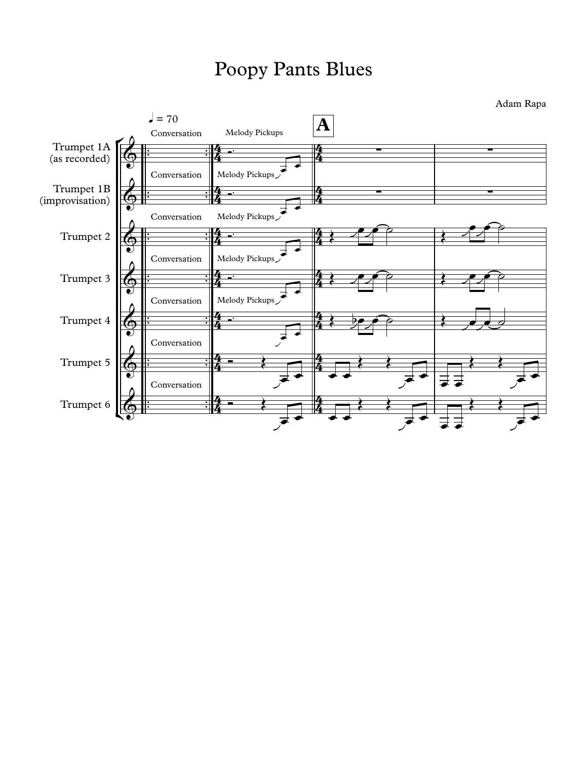# Poopy Pants Blues

Adam Rapa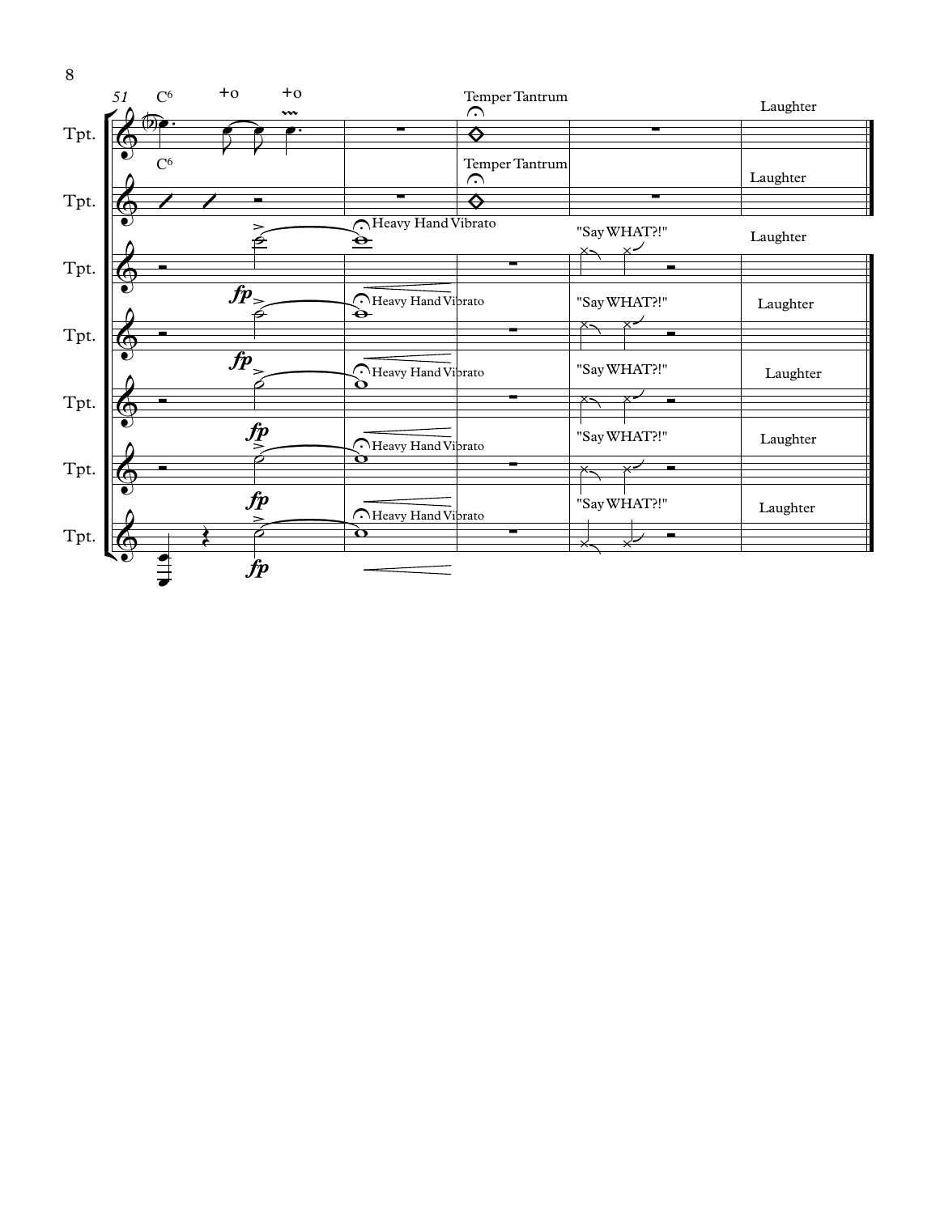51

C6 +o +o

Temper Tantrum

Laughter

Tpt.

C6

Temper Tantrum

Laughter

Tpt.

Heavy Hand Vibrato

"Say WHAT?!"

Laughter

Tpt.

*fp*

Heavy Hand Vibrato

"Say WHAT?!"

Laughter

Tpt.

*fp*

Heavy Hand Vibrato

"Say WHAT?!"

Laughter

Tpt.

*fp*

Heavy Hand Vibrato

"Say WHAT?!"

Laughter

Tpt.

*fp*

Heavy Hand Vibrato

"Say WHAT?!"

Laughter

Tpt.

*fp*